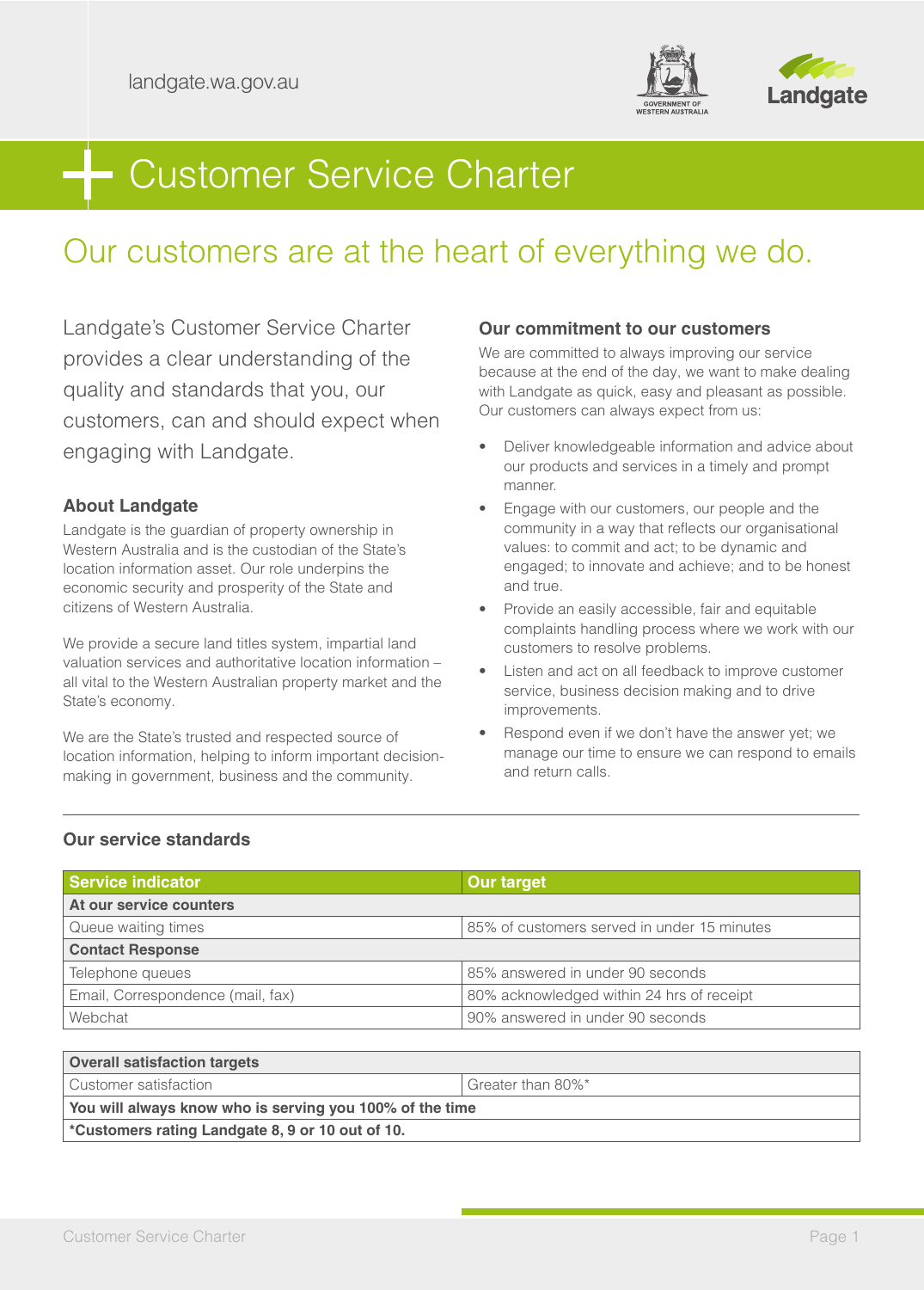landgate.wa.gov.au

# Customer Service Charter

## Our customers are at the heart of everything we do.

Landgate's Customer Service Charter provides a clear understanding of the quality and standards that you, our customers, can and should expect when engaging with Landgate.

### About Landgate

Landgate is the guardian of property ownership in Western Australia and is the custodian of the State's location information asset. Our role underpins the economic security and prosperity of the State and citizens of Western Australia.

We provide a secure land titles system, impartial land valuation services and authoritative location information – all vital to the Western Australian property market and the State's economy.

We are the State's trusted and respected source of location information, helping to inform important decision-making in government, business and the community.

### Our commitment to our customers

We are committed to always improving our service because at the end of the day, we want to make dealing with Landgate as quick, easy and pleasant as possible. Our customers can always expect from us:

- Deliver knowledgeable information and advice about our products and services in a timely and prompt manner.
- Engage with our customers, our people and the community in a way that reflects our organisational values: to commit and act; to be dynamic and engaged; to innovate and achieve; and to be honest and true.
- Provide an easily accessible, fair and equitable complaints handling process where we work with our customers to resolve problems.
- Listen and act on all feedback to improve customer service, business decision making and to drive improvements.
- Respond even if we don't have the answer yet; we manage our time to ensure we can respond to emails and return calls.

### Our service standards

| Service indicator | Our target |
|---|---|
| **At our service counters** | |
| Queue waiting times | 85% of customers served in under 15 minutes |
| **Contact Response** | |
| Telephone queues | 85% answered in under 90 seconds |
| Email, Correspondence (mail, fax) | 80% acknowledged within 24 hrs of receipt |
| Webchat | 90% answered in under 90 seconds |

| Overall satisfaction targets | |
|---|---|
| Customer satisfaction | Greater than 80%* |
| **You will always know who is serving you 100% of the time** | |
| ***Customers rating Landgate 8, 9 or 10 out of 10.** | |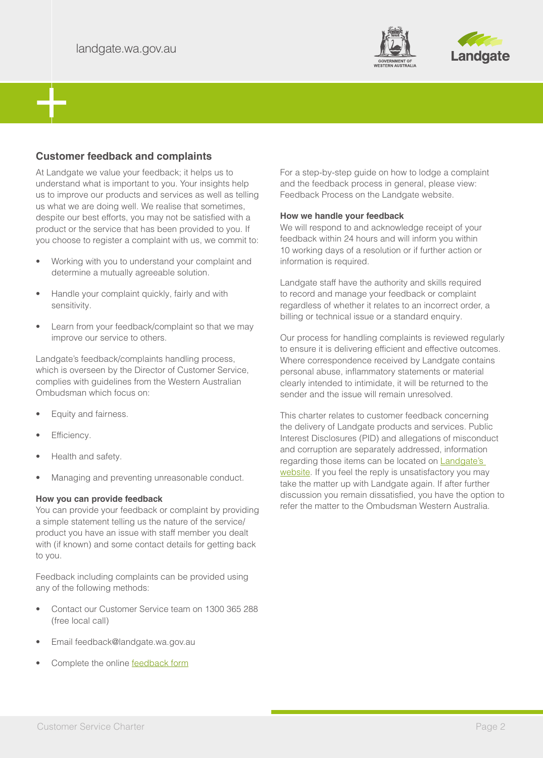## Customer feedback and complaints

At Landgate we value your feedback; it helps us to understand what is important to you. Your insights help us to improve our products and services as well as telling us what we are doing well. We realise that sometimes, despite our best efforts, you may not be satisfied with a product or the service that has been provided to you. If you choose to register a complaint with us, we commit to:

- Working with you to understand your complaint and determine a mutually agreeable solution.
- Handle your complaint quickly, fairly and with sensitivity.
- Learn from your feedback/complaint so that we may improve our service to others.

Landgate's feedback/complaints handling process, which is overseen by the Director of Customer Service, complies with guidelines from the Western Australian Ombudsman which focus on:

- Equity and fairness.
- Efficiency.
- Health and safety.
- Managing and preventing unreasonable conduct.

**How you can provide feedback**
You can provide your feedback or complaint by providing a simple statement telling us the nature of the service/ product you have an issue with staff member you dealt with (if known) and some contact details for getting back to you.

Feedback including complaints can be provided using any of the following methods:

- Contact our Customer Service team on 1300 365 288 (free local call)
- Email feedback@landgate.wa.gov.au
- Complete the online [feedback form]()

For a step-by-step guide on how to lodge a complaint and the feedback process in general, please view: Feedback Process on the Landgate website.

**How we handle your feedback**
We will respond to and acknowledge receipt of your feedback within 24 hours and will inform you within 10 working days of a resolution or if further action or information is required.

Landgate staff have the authority and skills required to record and manage your feedback or complaint regardless of whether it relates to an incorrect order, a billing or technical issue or a standard enquiry.

Our process for handling complaints is reviewed regularly to ensure it is delivering efficient and effective outcomes. Where correspondence received by Landgate contains personal abuse, inflammatory statements or material clearly intended to intimidate, it will be returned to the sender and the issue will remain unresolved.

This charter relates to customer feedback concerning the delivery of Landgate products and services. Public Interest Disclosures (PID) and allegations of misconduct and corruption are separately addressed, information regarding those items can be located on [Landgate's website](). If you feel the reply is unsatisfactory you may take the matter up with Landgate again. If after further discussion you remain dissatisfied, you have the option to refer the matter to the Ombudsman Western Australia.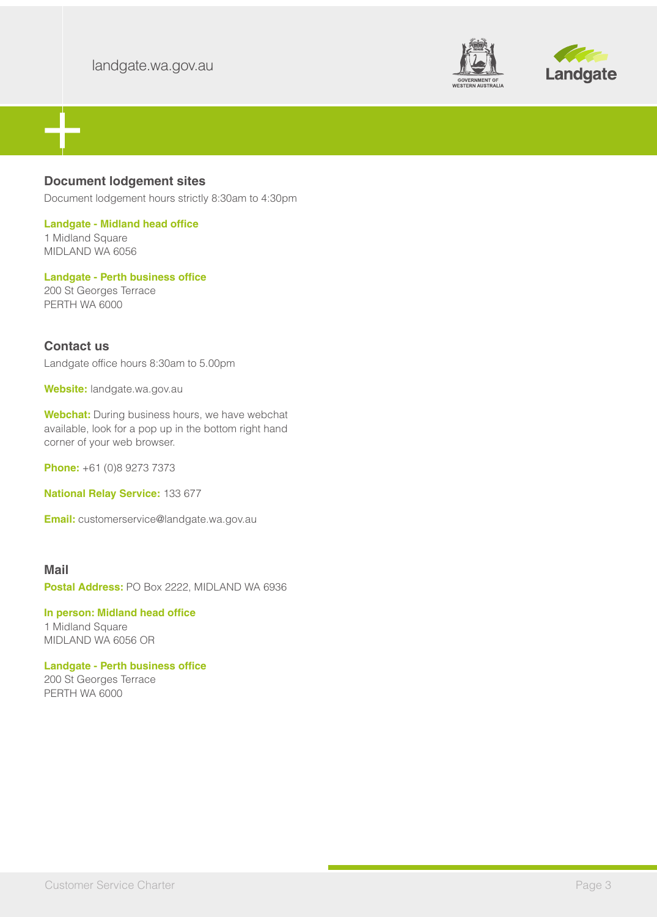## Document lodgement sites

Document lodgement hours strictly 8:30am to 4:30pm

**Landgate - Midland head office**
1 Midland Square
MIDLAND WA 6056

**Landgate - Perth business office**
200 St Georges Terrace
PERTH WA 6000

## Contact us

Landgate office hours 8:30am to 5.00pm

**Website:** landgate.wa.gov.au

**Webchat:** During business hours, we have webchat available, look for a pop up in the bottom right hand corner of your web browser.

**Phone:** +61 (0)8 9273 7373

**National Relay Service:** 133 677

**Email:** customerservice@landgate.wa.gov.au

## Mail

**Postal Address:** PO Box 2222, MIDLAND WA 6936

**In person: Midland head office**
1 Midland Square
MIDLAND WA 6056 OR

**Landgate - Perth business office**
200 St Georges Terrace
PERTH WA 6000